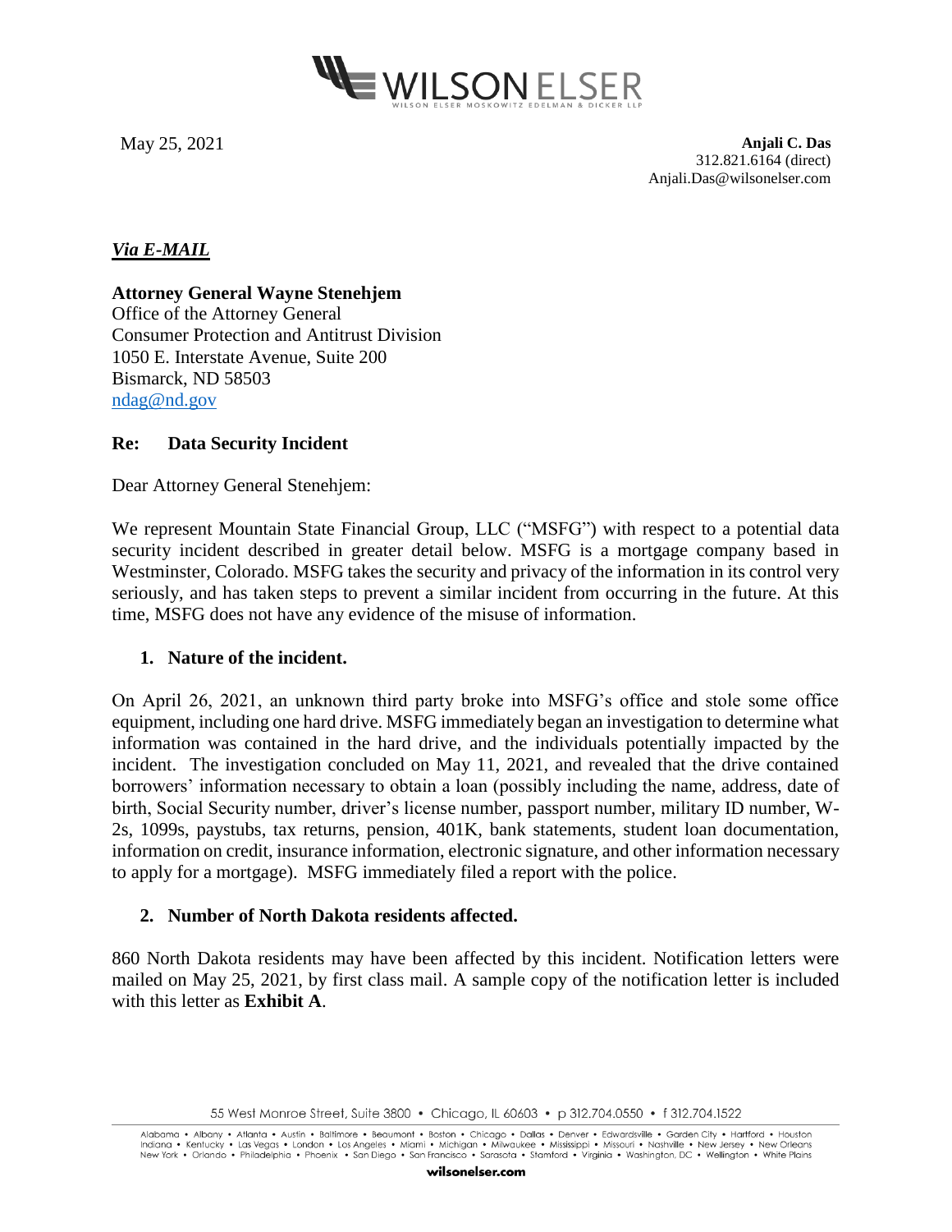May 25, 2021

**Anjali C. Das**
312.821.6164 (direct)
Anjali.Das@wilsonelser.com

***Via E-MAIL***

**Attorney General Wayne Stenehjem**
Office of the Attorney General
Consumer Protection and Antitrust Division
1050 E. Interstate Avenue, Suite 200
Bismarck, ND 58503
ndag@nd.gov

**Re: Data Security Incident**

Dear Attorney General Stenehjem:

We represent Mountain State Financial Group, LLC ("MSFG") with respect to a potential data security incident described in greater detail below. MSFG is a mortgage company based in Westminster, Colorado. MSFG takes the security and privacy of the information in its control very seriously, and has taken steps to prevent a similar incident from occurring in the future. At this time, MSFG does not have any evidence of the misuse of information.

**1. Nature of the incident.**

On April 26, 2021, an unknown third party broke into MSFG's office and stole some office equipment, including one hard drive. MSFG immediately began an investigation to determine what information was contained in the hard drive, and the individuals potentially impacted by the incident. The investigation concluded on May 11, 2021, and revealed that the drive contained borrowers' information necessary to obtain a loan (possibly including the name, address, date of birth, Social Security number, driver's license number, passport number, military ID number, W-2s, 1099s, paystubs, tax returns, pension, 401K, bank statements, student loan documentation, information on credit, insurance information, electronic signature, and other information necessary to apply for a mortgage). MSFG immediately filed a report with the police.

**2. Number of North Dakota residents affected.**

860 North Dakota residents may have been affected by this incident. Notification letters were mailed on May 25, 2021, by first class mail. A sample copy of the notification letter is included with this letter as **Exhibit A**.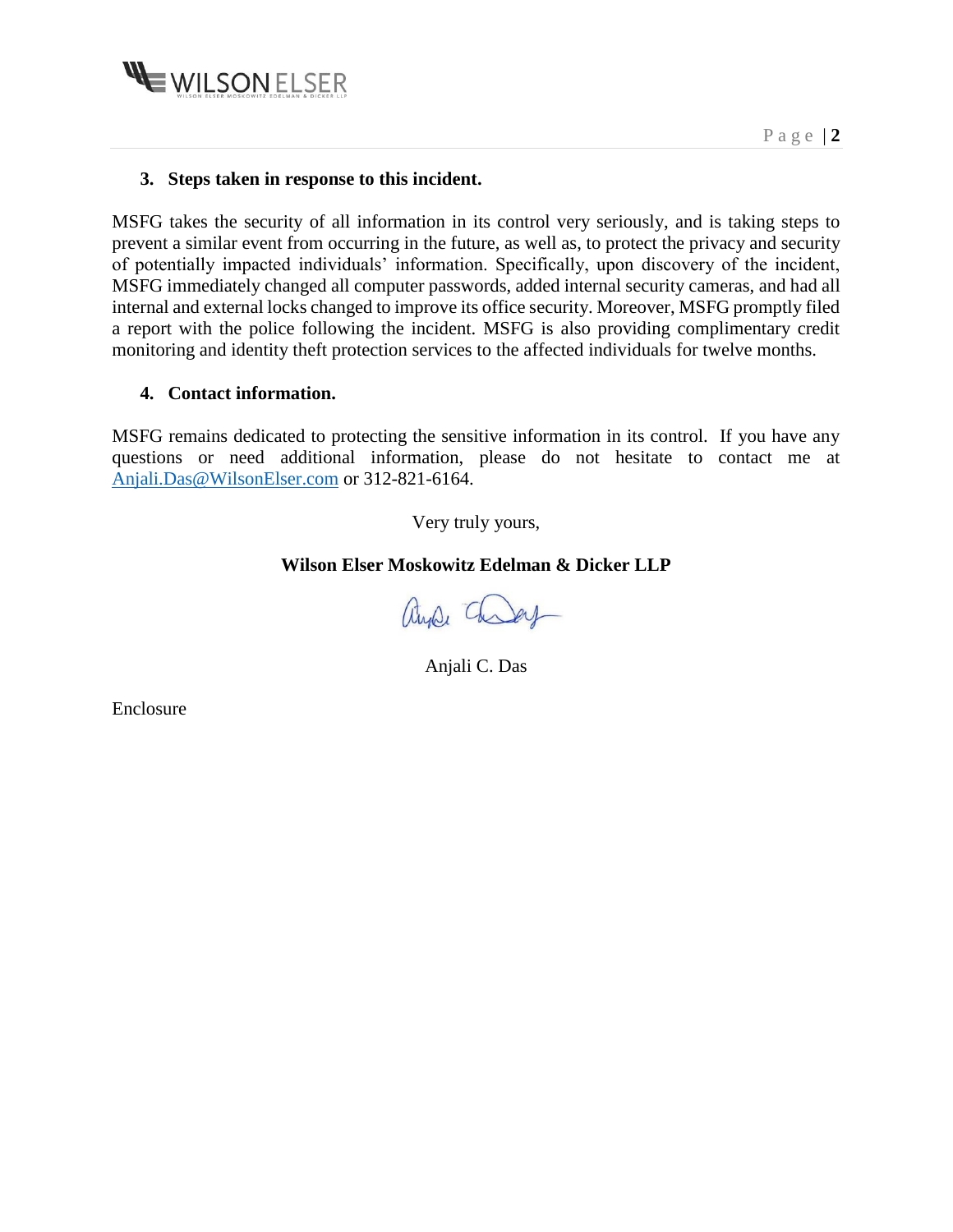### 3. Steps taken in response to this incident.

MSFG takes the security of all information in its control very seriously, and is taking steps to prevent a similar event from occurring in the future, as well as, to protect the privacy and security of potentially impacted individuals' information. Specifically, upon discovery of the incident, MSFG immediately changed all computer passwords, added internal security cameras, and had all internal and external locks changed to improve its office security. Moreover, MSFG promptly filed a report with the police following the incident. MSFG is also providing complimentary credit monitoring and identity theft protection services to the affected individuals for twelve months.

### 4. Contact information.

MSFG remains dedicated to protecting the sensitive information in its control. If you have any questions or need additional information, please do not hesitate to contact me at Anjali.Das@WilsonElser.com or 312-821-6164.

Very truly yours,

**Wilson Elser Moskowitz Edelman & Dicker LLP**

Anjali C. Das

Enclosure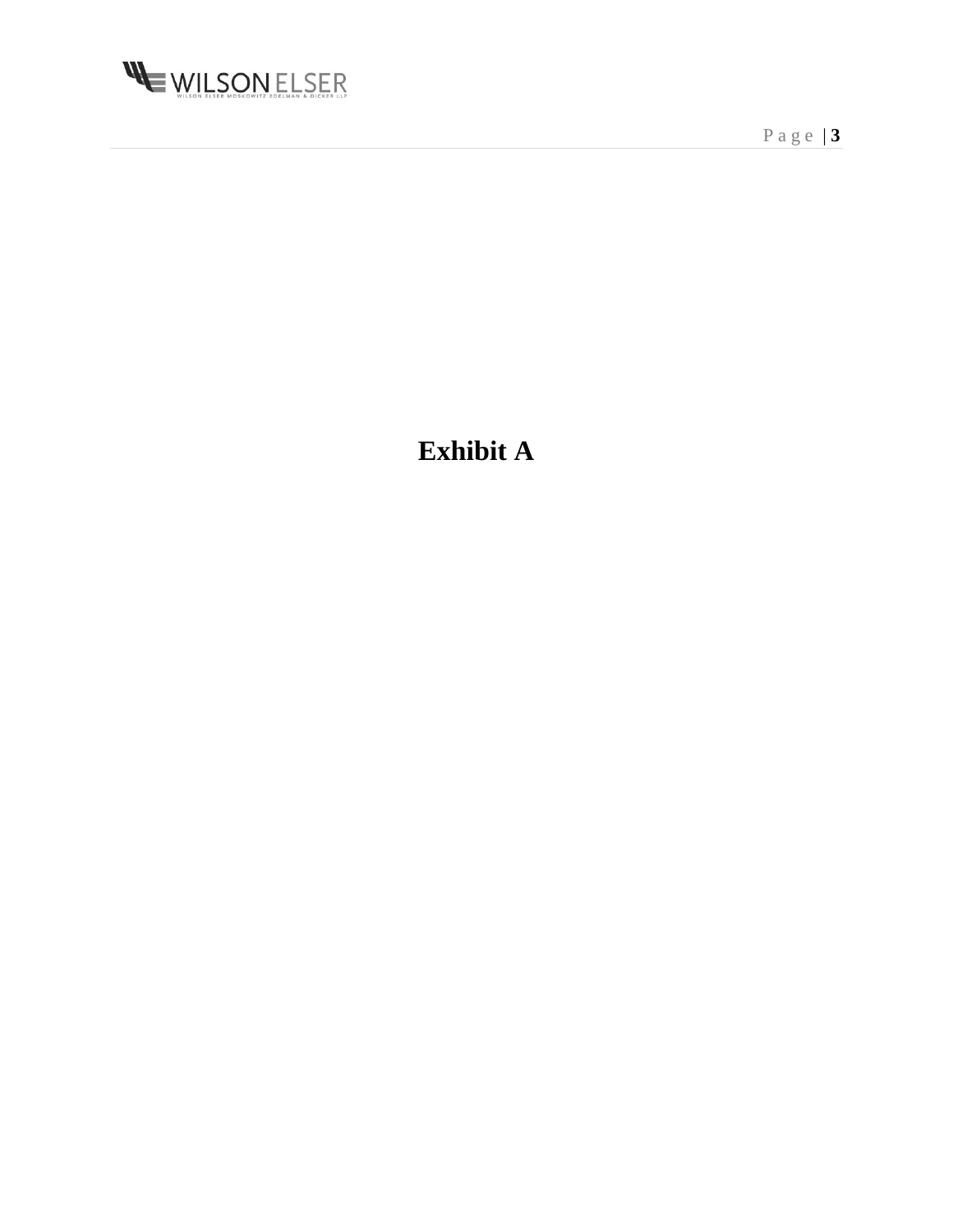# Exhibit A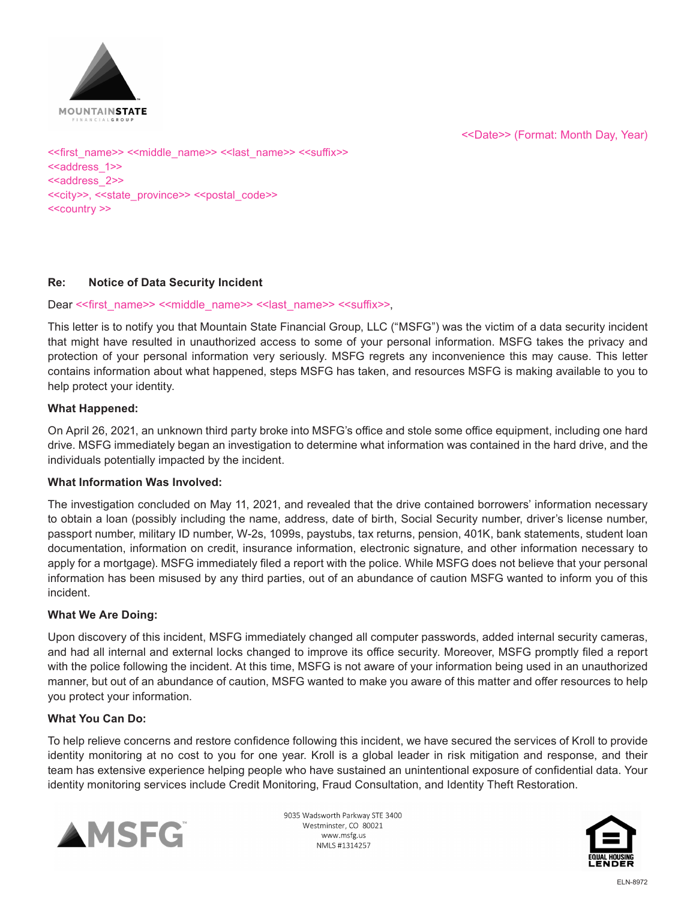MOUNTAINSTATE
FINANCIAL GROUP

<<Date>> (Format: Month Day, Year)

<<first_name>> <<middle_name>> <<last_name>> <<suffix>>
<<address_1>>
<<address_2>>
<<city>>, <<state_province>> <<postal_code>>
<<country >>

**Re: Notice of Data Security Incident**

Dear <<first_name>> <<middle_name>> <<last_name>> <<suffix>>,

This letter is to notify you that Mountain State Financial Group, LLC ("MSFG") was the victim of a data security incident that might have resulted in unauthorized access to some of your personal information. MSFG takes the privacy and protection of your personal information very seriously. MSFG regrets any inconvenience this may cause. This letter contains information about what happened, steps MSFG has taken, and resources MSFG is making available to you to help protect your identity.

**What Happened:**

On April 26, 2021, an unknown third party broke into MSFG's office and stole some office equipment, including one hard drive. MSFG immediately began an investigation to determine what information was contained in the hard drive, and the individuals potentially impacted by the incident.

**What Information Was Involved:**

The investigation concluded on May 11, 2021, and revealed that the drive contained borrowers' information necessary to obtain a loan (possibly including the name, address, date of birth, Social Security number, driver's license number, passport number, military ID number, W-2s, 1099s, paystubs, tax returns, pension, 401K, bank statements, student loan documentation, information on credit, insurance information, electronic signature, and other information necessary to apply for a mortgage). MSFG immediately filed a report with the police. While MSFG does not believe that your personal information has been misused by any third parties, out of an abundance of caution MSFG wanted to inform you of this incident.

**What We Are Doing:**

Upon discovery of this incident, MSFG immediately changed all computer passwords, added internal security cameras, and had all internal and external locks changed to improve its office security. Moreover, MSFG promptly filed a report with the police following the incident. At this time, MSFG is not aware of your information being used in an unauthorized manner, but out of an abundance of caution, MSFG wanted to make you aware of this matter and offer resources to help you protect your information.

**What You Can Do:**

To help relieve concerns and restore confidence following this incident, we have secured the services of Kroll to provide identity monitoring at no cost to you for one year. Kroll is a global leader in risk mitigation and response, and their team has extensive experience helping people who have sustained an unintentional exposure of confidential data. Your identity monitoring services include Credit Monitoring, Fraud Consultation, and Identity Theft Restoration.

MSFG

9035 Wadsworth Parkway STE 3400
Westminster, CO 80021
www.msfg.us
NMLS #1314257

EQUAL HOUSING LENDER

ELN-8972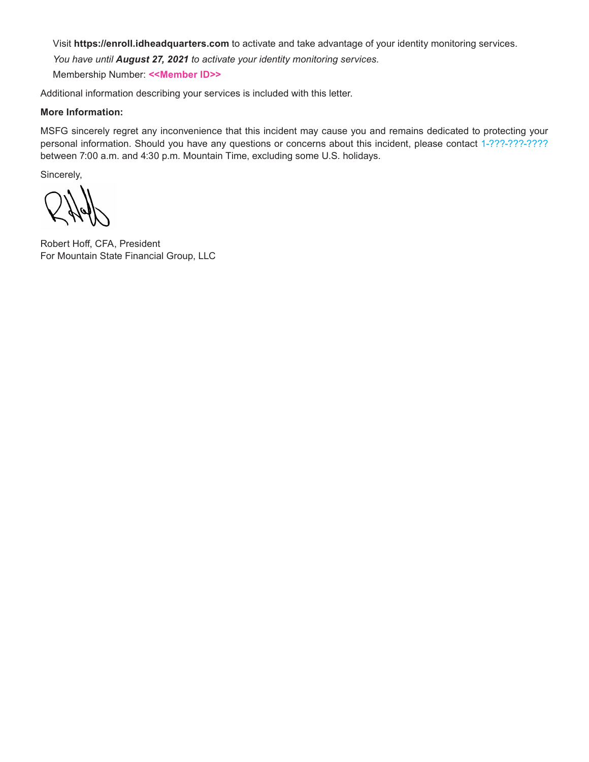Visit **https://enroll.idheadquarters.com** to activate and take advantage of your identity monitoring services.

*You have until **August 27, 2021** to activate your identity monitoring services.*

Membership Number: **<<Member ID>>**

Additional information describing your services is included with this letter.

**More Information:**

MSFG sincerely regret any inconvenience that this incident may cause you and remains dedicated to protecting your personal information. Should you have any questions or concerns about this incident, please contact 1-???-???-???? between 7:00 a.m. and 4:30 p.m. Mountain Time, excluding some U.S. holidays.

Sincerely,

Robert Hoff, CFA, President
For Mountain State Financial Group, LLC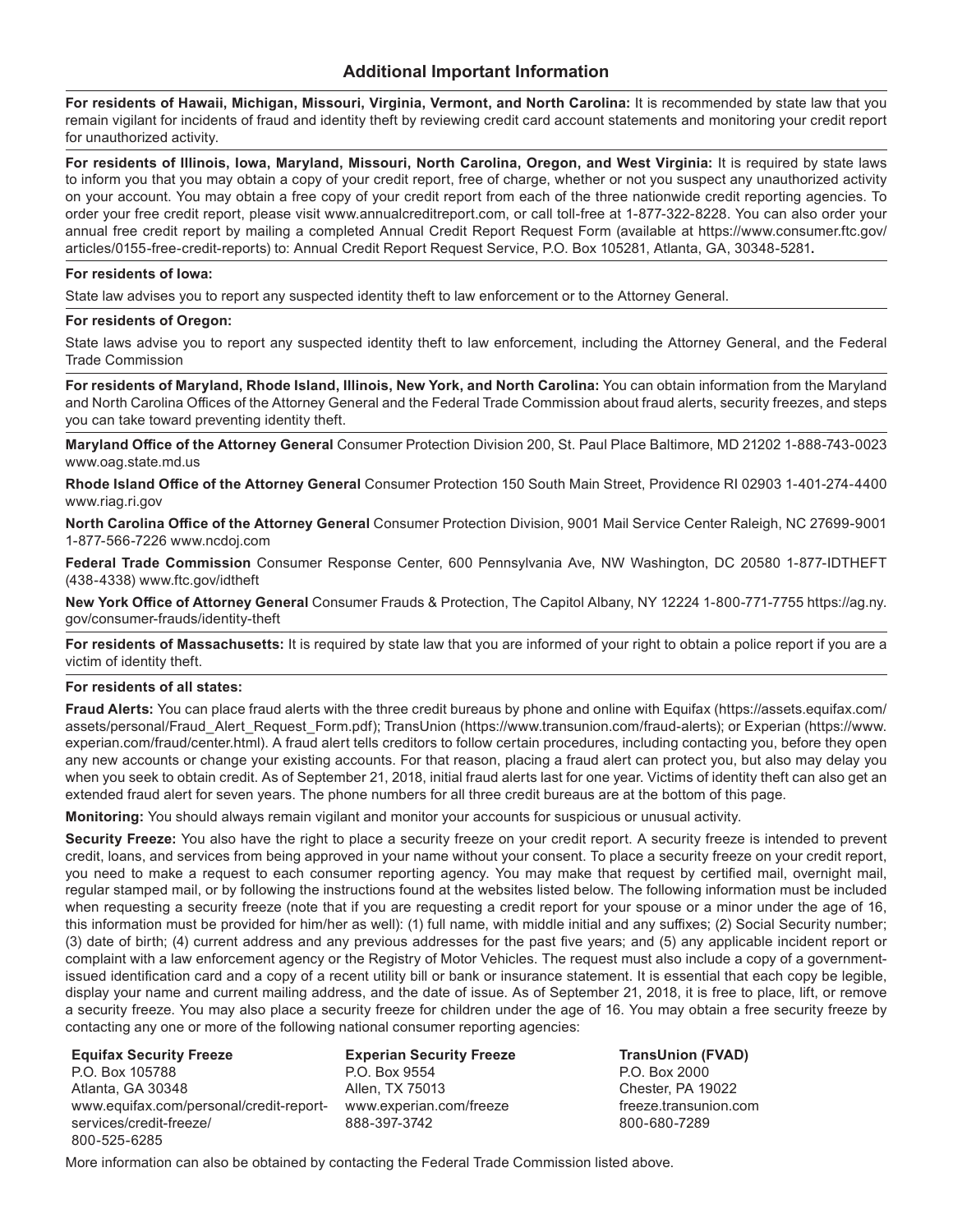## Additional Important Information

**For residents of Hawaii, Michigan, Missouri, Virginia, Vermont, and North Carolina:** It is recommended by state law that you remain vigilant for incidents of fraud and identity theft by reviewing credit card account statements and monitoring your credit report for unauthorized activity.

**For residents of Illinois, Iowa, Maryland, Missouri, North Carolina, Oregon, and West Virginia:** It is required by state laws to inform you that you may obtain a copy of your credit report, free of charge, whether or not you suspect any unauthorized activity on your account. You may obtain a free copy of your credit report from each of the three nationwide credit reporting agencies. To order your free credit report, please visit www.annualcreditreport.com, or call toll-free at 1-877-322-8228. You can also order your annual free credit report by mailing a completed Annual Credit Report Request Form (available at https://www.consumer.ftc.gov/articles/0155-free-credit-reports) to: Annual Credit Report Request Service, P.O. Box 105281, Atlanta, GA, 30348-5281**.**

**For residents of Iowa:**

State law advises you to report any suspected identity theft to law enforcement or to the Attorney General.

**For residents of Oregon:**

State laws advise you to report any suspected identity theft to law enforcement, including the Attorney General, and the Federal Trade Commission

**For residents of Maryland, Rhode Island, Illinois, New York, and North Carolina:** You can obtain information from the Maryland and North Carolina Offices of the Attorney General and the Federal Trade Commission about fraud alerts, security freezes, and steps you can take toward preventing identity theft.

**Maryland Office of the Attorney General** Consumer Protection Division 200, St. Paul Place Baltimore, MD 21202 1-888-743-0023 www.oag.state.md.us

**Rhode Island Office of the Attorney General** Consumer Protection 150 South Main Street, Providence RI 02903 1-401-274-4400 www.riag.ri.gov

**North Carolina Office of the Attorney General** Consumer Protection Division, 9001 Mail Service Center Raleigh, NC 27699-9001 1-877-566-7226 www.ncdoj.com

**Federal Trade Commission** Consumer Response Center, 600 Pennsylvania Ave, NW Washington, DC 20580 1-877-IDTHEFT (438-4338) www.ftc.gov/idtheft

**New York Office of Attorney General** Consumer Frauds & Protection, The Capitol Albany, NY 12224 1-800-771-7755 https://ag.ny.gov/consumer-frauds/identity-theft

**For residents of Massachusetts:** It is required by state law that you are informed of your right to obtain a police report if you are a victim of identity theft.

**For residents of all states:**

**Fraud Alerts:** You can place fraud alerts with the three credit bureaus by phone and online with Equifax (https://assets.equifax.com/assets/personal/Fraud_Alert_Request_Form.pdf); TransUnion (https://www.transunion.com/fraud-alerts); or Experian (https://www.experian.com/fraud/center.html). A fraud alert tells creditors to follow certain procedures, including contacting you, before they open any new accounts or change your existing accounts. For that reason, placing a fraud alert can protect you, but also may delay you when you seek to obtain credit. As of September 21, 2018, initial fraud alerts last for one year. Victims of identity theft can also get an extended fraud alert for seven years. The phone numbers for all three credit bureaus are at the bottom of this page.

**Monitoring:** You should always remain vigilant and monitor your accounts for suspicious or unusual activity.

**Security Freeze:** You also have the right to place a security freeze on your credit report. A security freeze is intended to prevent credit, loans, and services from being approved in your name without your consent. To place a security freeze on your credit report, you need to make a request to each consumer reporting agency. You may make that request by certified mail, overnight mail, regular stamped mail, or by following the instructions found at the websites listed below. The following information must be included when requesting a security freeze (note that if you are requesting a credit report for your spouse or a minor under the age of 16, this information must be provided for him/her as well): (1) full name, with middle initial and any suffixes; (2) Social Security number; (3) date of birth; (4) current address and any previous addresses for the past five years; and (5) any applicable incident report or complaint with a law enforcement agency or the Registry of Motor Vehicles. The request must also include a copy of a government-issued identification card and a copy of a recent utility bill or bank or insurance statement. It is essential that each copy be legible, display your name and current mailing address, and the date of issue. As of September 21, 2018, it is free to place, lift, or remove a security freeze. You may also place a security freeze for children under the age of 16. You may obtain a free security freeze by contacting any one or more of the following national consumer reporting agencies:

**Equifax Security Freeze**
P.O. Box 105788
Atlanta, GA 30348
www.equifax.com/personal/credit-report-services/credit-freeze/
800-525-6285

**Experian Security Freeze**
P.O. Box 9554
Allen, TX 75013
www.experian.com/freeze
888-397-3742

**TransUnion (FVAD)**
P.O. Box 2000
Chester, PA 19022
freeze.transunion.com
800-680-7289

More information can also be obtained by contacting the Federal Trade Commission listed above.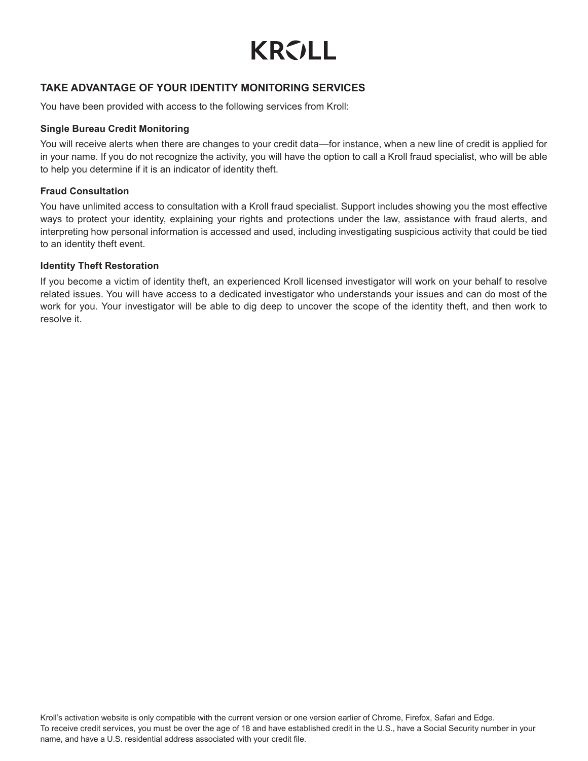# KROLL

## TAKE ADVANTAGE OF YOUR IDENTITY MONITORING SERVICES

You have been provided with access to the following services from Kroll:

### Single Bureau Credit Monitoring

You will receive alerts when there are changes to your credit data—for instance, when a new line of credit is applied for in your name. If you do not recognize the activity, you will have the option to call a Kroll fraud specialist, who will be able to help you determine if it is an indicator of identity theft.

### Fraud Consultation

You have unlimited access to consultation with a Kroll fraud specialist. Support includes showing you the most effective ways to protect your identity, explaining your rights and protections under the law, assistance with fraud alerts, and interpreting how personal information is accessed and used, including investigating suspicious activity that could be tied to an identity theft event.

### Identity Theft Restoration

If you become a victim of identity theft, an experienced Kroll licensed investigator will work on your behalf to resolve related issues. You will have access to a dedicated investigator who understands your issues and can do most of the work for you. Your investigator will be able to dig deep to uncover the scope of the identity theft, and then work to resolve it.

Kroll's activation website is only compatible with the current version or one version earlier of Chrome, Firefox, Safari and Edge.
To receive credit services, you must be over the age of 18 and have established credit in the U.S., have a Social Security number in your name, and have a U.S. residential address associated with your credit file.